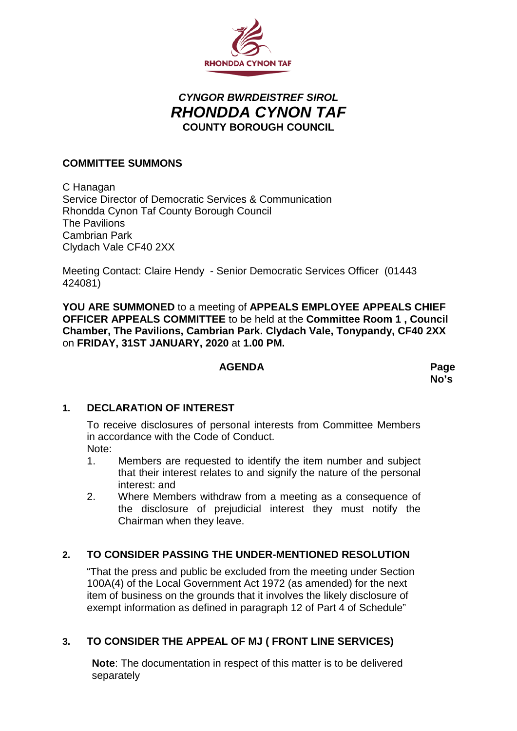RHONDDA CYNON TAF

***CYNGOR BWRDEISTREF SIROL***
# ***RHONDDA CYNON TAF***
**COUNTY BOROUGH COUNCIL**

**COMMITTEE SUMMONS**

C Hanagan
Service Director of Democratic Services & Communication
Rhondda Cynon Taf County Borough Council
The Pavilions
Cambrian Park
Clydach Vale CF40 2XX

Meeting Contact: Claire Hendy - Senior Democratic Services Officer (01443 424081)

**YOU ARE SUMMONED** to a meeting of **APPEALS EMPLOYEE APPEALS CHIEF OFFICER APPEALS COMMITTEE** to be held at the **Committee Room 1 , Council Chamber, The Pavilions, Cambrian Park. Clydach Vale, Tonypandy, CF40 2XX** on **FRIDAY, 31ST JANUARY, 2020** at **1.00 PM.**

**AGENDA** — **Page No's**

**1. DECLARATION OF INTEREST**

To receive disclosures of personal interests from Committee Members in accordance with the Code of Conduct.
Note:

1. Members are requested to identify the item number and subject that their interest relates to and signify the nature of the personal interest: and
2. Where Members withdraw from a meeting as a consequence of the disclosure of prejudicial interest they must notify the Chairman when they leave.

**2. TO CONSIDER PASSING THE UNDER-MENTIONED RESOLUTION**

"That the press and public be excluded from the meeting under Section 100A(4) of the Local Government Act 1972 (as amended) for the next item of business on the grounds that it involves the likely disclosure of exempt information as defined in paragraph 12 of Part 4 of Schedule"

**3. TO CONSIDER THE APPEAL OF MJ ( FRONT LINE SERVICES)**

**Note**: The documentation in respect of this matter is to be delivered separately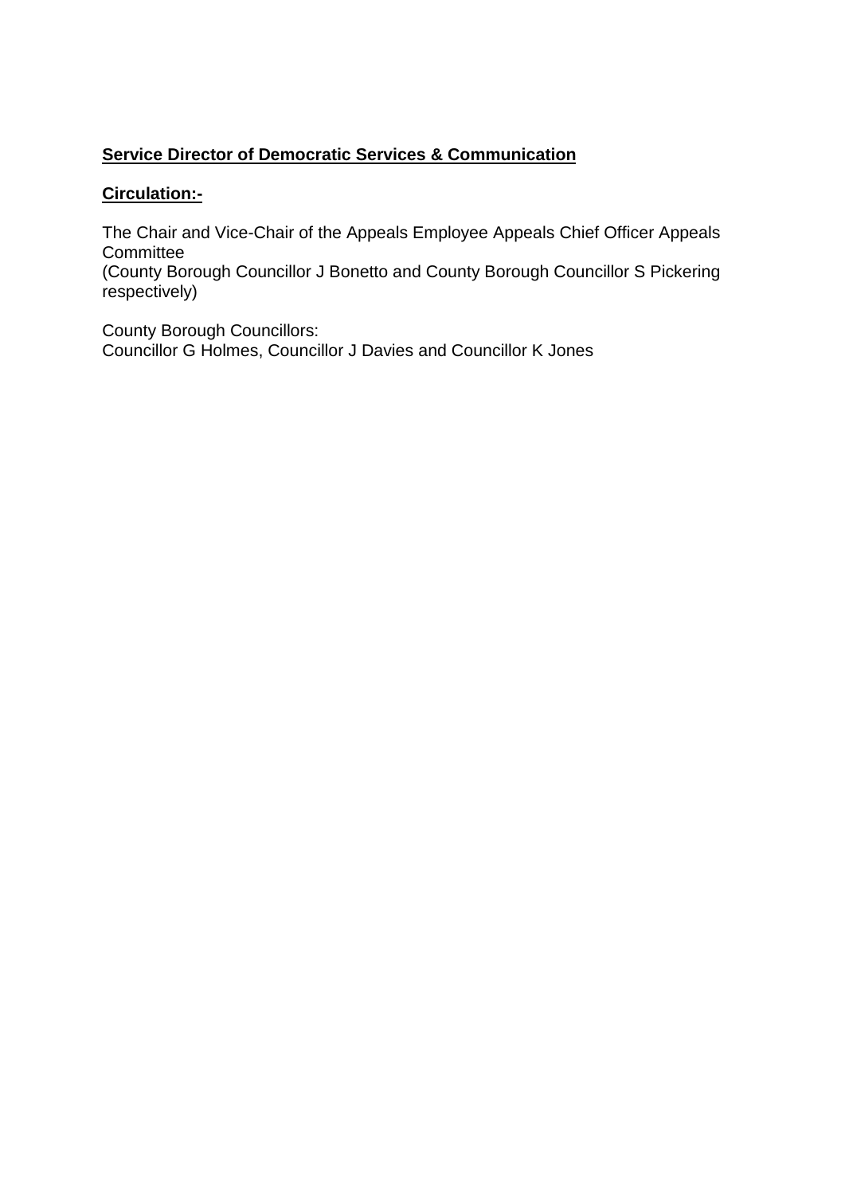**<u>Service Director of Democratic Services & Communication</u>**

**<u>Circulation:-</u>**

The Chair and Vice-Chair of the Appeals Employee Appeals Chief Officer Appeals Committee
(County Borough Councillor J Bonetto and County Borough Councillor S Pickering respectively)

County Borough Councillors:
Councillor G Holmes, Councillor J Davies and Councillor K Jones